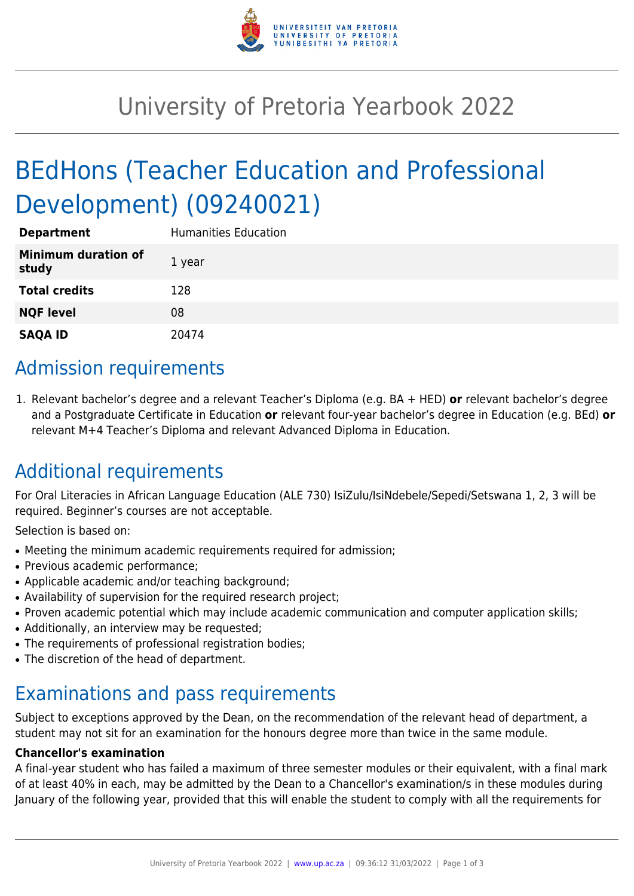# University of Pretoria Yearbook 2022

# BEdHons (Teacher Education and Professional Development) (09240021)

| | |
|---|---|
| **Department** | Humanities Education |
| **Minimum duration of study** | 1 year |
| **Total credits** | 128 |
| **NQF level** | 08 |
| **SAQA ID** | 20474 |

## Admission requirements

1. Relevant bachelor's degree and a relevant Teacher's Diploma (e.g. BA + HED) **or** relevant bachelor's degree and a Postgraduate Certificate in Education **or** relevant four-year bachelor's degree in Education (e.g. BEd) **or** relevant M+4 Teacher's Diploma and relevant Advanced Diploma in Education.

## Additional requirements

For Oral Literacies in African Language Education (ALE 730) IsiZulu/IsiNdebele/Sepedi/Setswana 1, 2, 3 will be required. Beginner's courses are not acceptable.

Selection is based on:

- Meeting the minimum academic requirements required for admission;
- Previous academic performance;
- Applicable academic and/or teaching background;
- Availability of supervision for the required research project;
- Proven academic potential which may include academic communication and computer application skills;
- Additionally, an interview may be requested;
- The requirements of professional registration bodies;
- The discretion of the head of department.

## Examinations and pass requirements

Subject to exceptions approved by the Dean, on the recommendation of the relevant head of department, a student may not sit for an examination for the honours degree more than twice in the same module.

**Chancellor's examination**

A final-year student who has failed a maximum of three semester modules or their equivalent, with a final mark of at least 40% in each, may be admitted by the Dean to a Chancellor's examination/s in these modules during January of the following year, provided that this will enable the student to comply with all the requirements for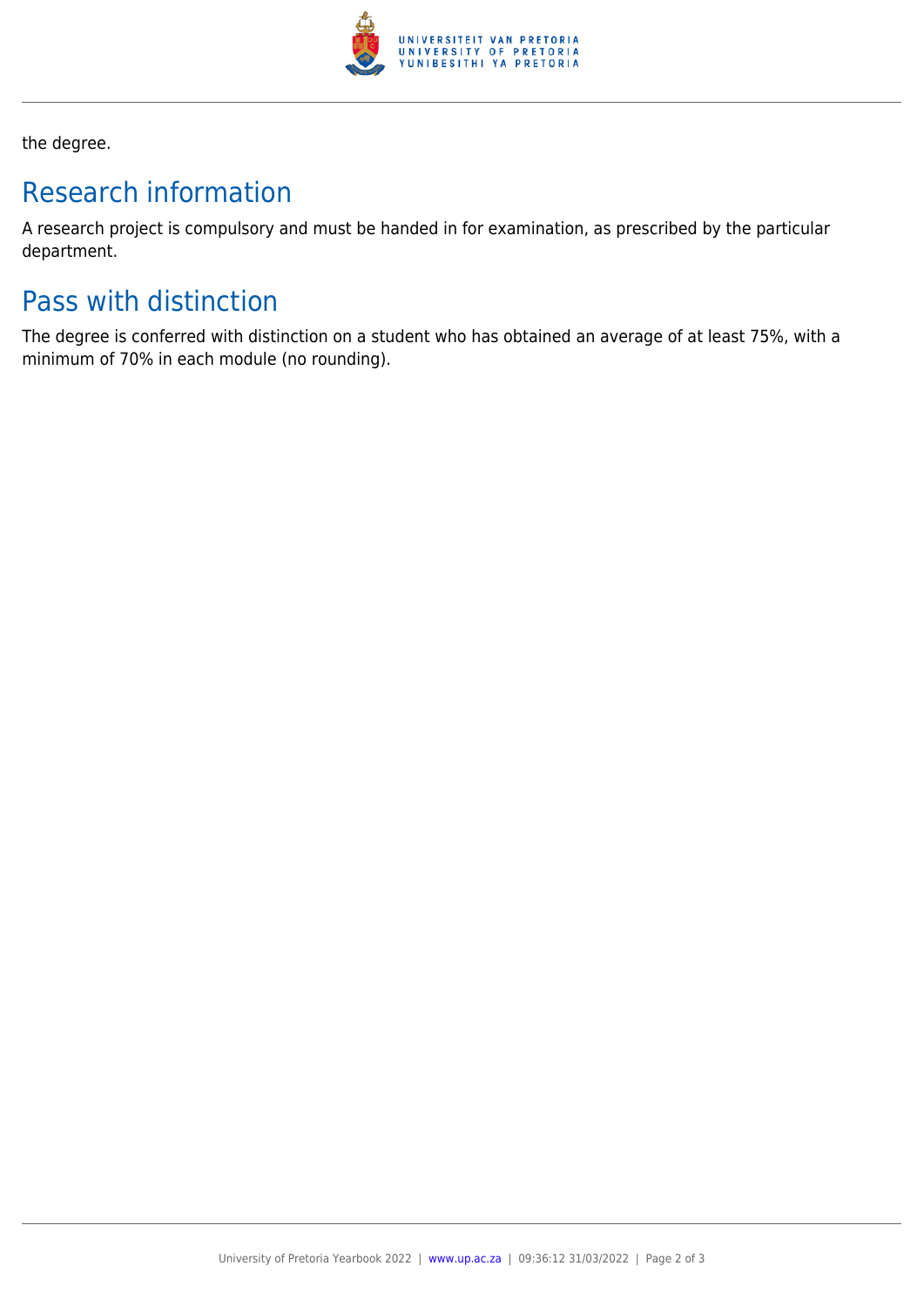the degree.

## Research information

A research project is compulsory and must be handed in for examination, as prescribed by the particular department.

## Pass with distinction

The degree is conferred with distinction on a student who has obtained an average of at least 75%, with a minimum of 70% in each module (no rounding).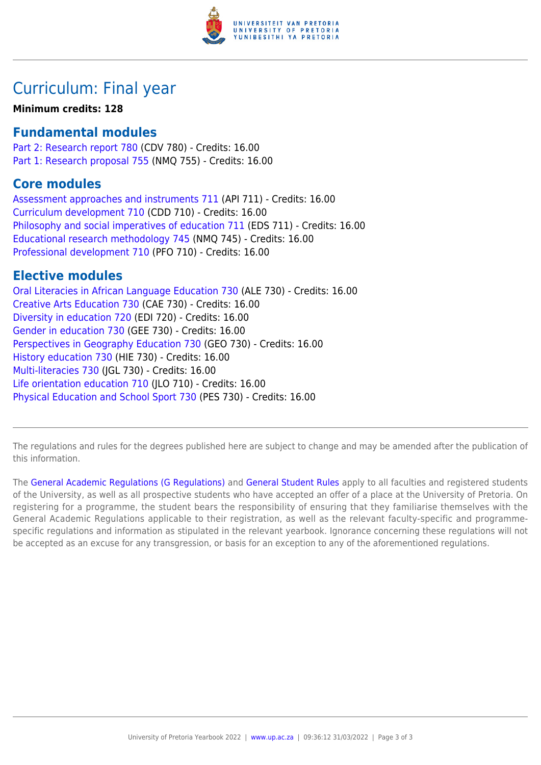# Curriculum: Final year

**Minimum credits: 128**

## Fundamental modules

Part 2: Research report 780 (CDV 780) - Credits: 16.00
Part 1: Research proposal 755 (NMQ 755) - Credits: 16.00

## Core modules

Assessment approaches and instruments 711 (API 711) - Credits: 16.00
Curriculum development 710 (CDD 710) - Credits: 16.00
Philosophy and social imperatives of education 711 (EDS 711) - Credits: 16.00
Educational research methodology 745 (NMQ 745) - Credits: 16.00
Professional development 710 (PFO 710) - Credits: 16.00

## Elective modules

Oral Literacies in African Language Education 730 (ALE 730) - Credits: 16.00
Creative Arts Education 730 (CAE 730) - Credits: 16.00
Diversity in education 720 (EDI 720) - Credits: 16.00
Gender in education 730 (GEE 730) - Credits: 16.00
Perspectives in Geography Education 730 (GEO 730) - Credits: 16.00
History education 730 (HIE 730) - Credits: 16.00
Multi-literacies 730 (JGL 730) - Credits: 16.00
Life orientation education 710 (JLO 710) - Credits: 16.00
Physical Education and School Sport 730 (PES 730) - Credits: 16.00

---

The regulations and rules for the degrees published here are subject to change and may be amended after the publication of this information.

The General Academic Regulations (G Regulations) and General Student Rules apply to all faculties and registered students of the University, as well as all prospective students who have accepted an offer of a place at the University of Pretoria. On registering for a programme, the student bears the responsibility of ensuring that they familiarise themselves with the General Academic Regulations applicable to their registration, as well as the relevant faculty-specific and programme-specific regulations and information as stipulated in the relevant yearbook. Ignorance concerning these regulations will not be accepted as an excuse for any transgression, or basis for an exception to any of the aforementioned regulations.